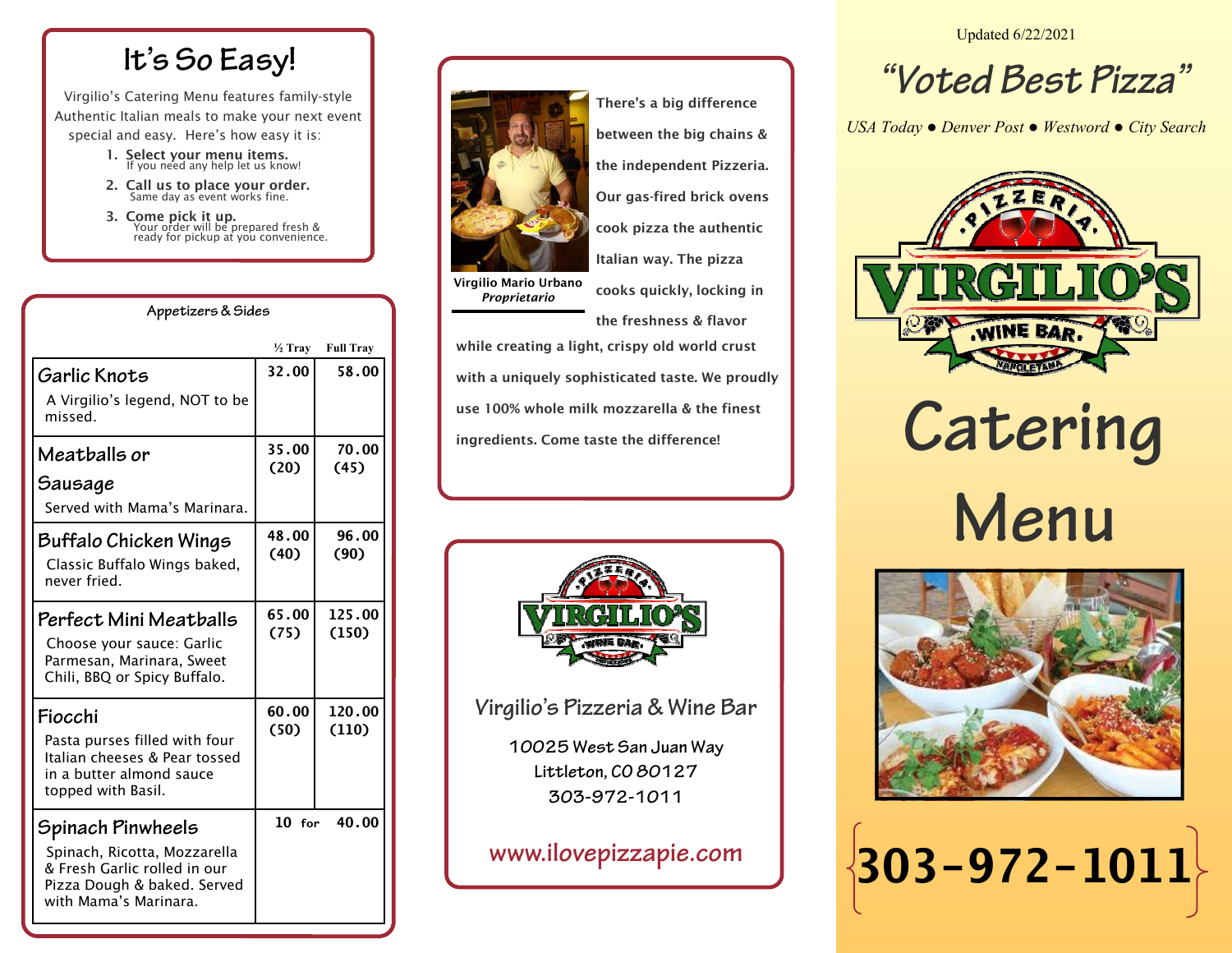## It's So Easy!

Virgilio's Catering Menu features family-style Authentic Italian meals to make your next event special and easy. Here's how easy it is:

1. **Select your menu items.**
   If you need any help let us know!
2. **Call us to place your order.**
   Same day as event works fine.
3. **Come pick it up.**
   Your order will be prepared fresh & ready for pickup at your convenience.

## Appetizers & Sides

| | ½ Tray | Full Tray |
|---|---|---|
| **Garlic Knots**<br>A Virgilio's legend, NOT to be missed. | 32.00 | 58.00 |
| **Meatballs or Sausage**<br>Served with Mama's Marinara. | 35.00 (20) | 70.00 (45) |
| **Buffalo Chicken Wings**<br>Classic Buffalo Wings baked, never fried. | 48.00 (40) | 96.00 (90) |
| **Perfect Mini Meatballs**<br>Choose your sauce: Garlic Parmesan, Marinara, Sweet Chili, BBQ or Spicy Buffalo. | 65.00 (75) | 125.00 (150) |
| **Fiocchi**<br>Pasta purses filled with four Italian cheeses & Pear tossed in a butter almond sauce topped with Basil. | 60.00 (50) | 120.00 (110) |
| **Spinach Pinwheels**<br>Spinach, Ricotta, Mozzarella & Fresh Garlic rolled in our Pizza Dough & baked. Served with Mama's Marinara. | 10 for | 40.00 |

**Virgilio Mario Urbano**
*Proprietario*

**There's a big difference between the big chains & the independent Pizzeria. Our gas-fired brick ovens cook pizza the authentic Italian way. The pizza cooks quickly, locking in the freshness & flavor while creating a light, crispy old world crust with a uniquely sophisticated taste. We proudly use 100% whole milk mozzarella & the finest ingredients. Come taste the difference!**

### Virgilio's Pizzeria & Wine Bar

**10025 West San Juan Way**
**Littleton, CO 80127**
**303-972-1011**

**www.ilovepizzapie.com**

Updated 6/22/2021

## "Voted Best Pizza"

*USA Today ● Denver Post ● Westword ● City Search*

Pizzeria Virgilio's Wine Bar Napoletana

# Catering Menu

# 303-972-1011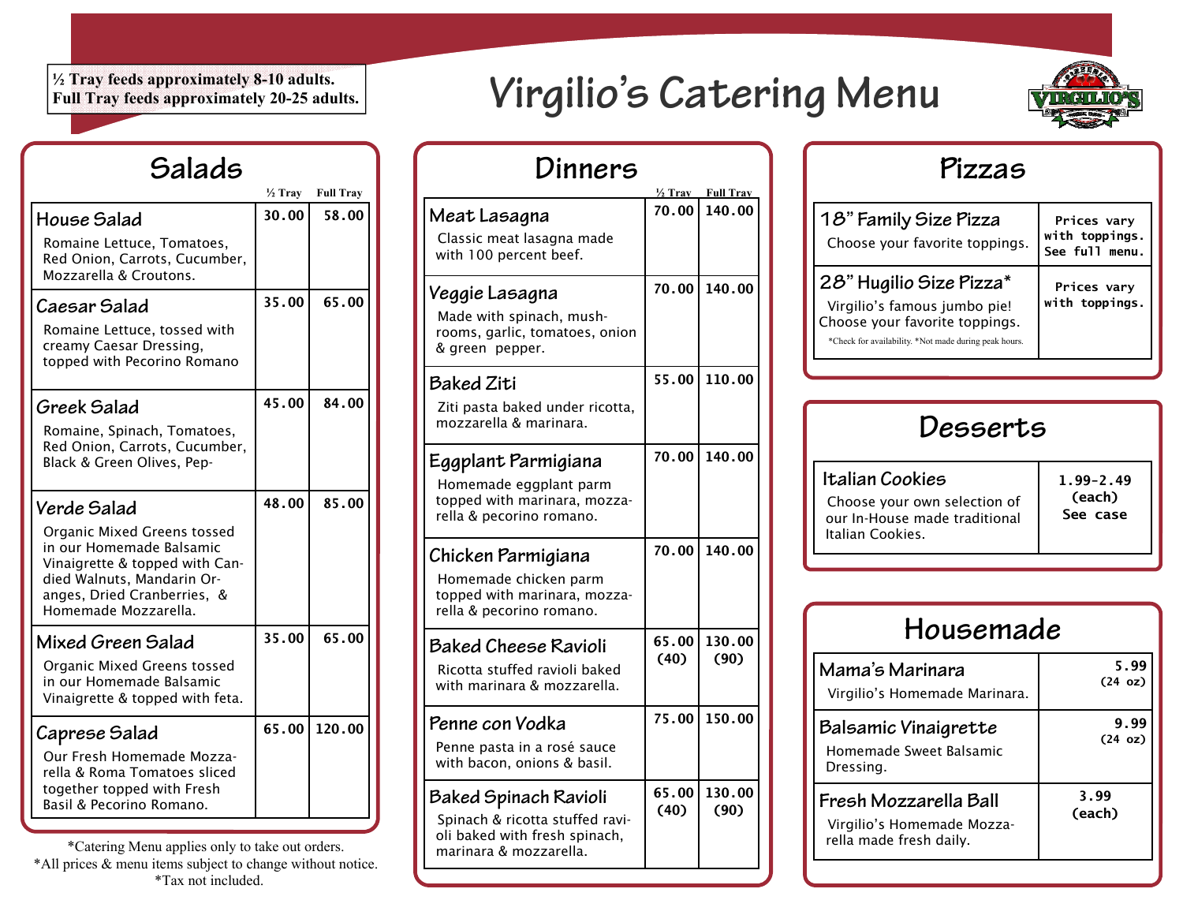½ Tray feeds approximately 8-10 adults.
Full Tray feeds approximately 20-25 adults.

# Virgilio's Catering Menu

## Salads

| | ½ Tray | Full Tray |
|---|---|---|
| **House Salad** Romaine Lettuce, Tomatoes, Red Onion, Carrots, Cucumber, Mozzarella & Croutons. | 30.00 | 58.00 |
| **Caesar Salad** Romaine Lettuce, tossed with creamy Caesar Dressing, topped with Pecorino Romano | 35.00 | 65.00 |
| **Greek Salad** Romaine, Spinach, Tomatoes, Red Onion, Carrots, Cucumber, Black & Green Olives, Pep- | 45.00 | 84.00 |
| **Verde Salad** Organic Mixed Greens tossed in our Homemade Balsamic Vinaigrette & topped with Candied Walnuts, Mandarin Oranges, Dried Cranberries, & Homemade Mozzarella. | 48.00 | 85.00 |
| **Mixed Green Salad** Organic Mixed Greens tossed in our Homemade Balsamic Vinaigrette & topped with feta. | 35.00 | 65.00 |
| **Caprese Salad** Our Fresh Homemade Mozzarella & Roma Tomatoes sliced together topped with Fresh Basil & Pecorino Romano. | 65.00 | 120.00 |

*Catering Menu applies only to take out orders.
*All prices & menu items subject to change without notice.
*Tax not included.

## Dinners

| | ½ Tray | Full Tray |
|---|---|---|
| **Meat Lasagna** Classic meat lasagna made with 100 percent beef. | 70.00 | 140.00 |
| **Veggie Lasagna** Made with spinach, mushrooms, garlic, tomatoes, onion & green pepper. | 70.00 | 140.00 |
| **Baked Ziti** Ziti pasta baked under ricotta, mozzarella & marinara. | 55.00 | 110.00 |
| **Eggplant Parmigiana** Homemade eggplant parm topped with marinara, mozzarella & pecorino romano. | 70.00 | 140.00 |
| **Chicken Parmigiana** Homemade chicken parm topped with marinara, mozzarella & pecorino romano. | 70.00 | 140.00 |
| **Baked Cheese Ravioli** Ricotta stuffed ravioli baked with marinara & mozzarella. | 65.00 (40) | 130.00 (90) |
| **Penne con Vodka** Penne pasta in a rosé sauce with bacon, onions & basil. | 75.00 | 150.00 |
| **Baked Spinach Ravioli** Spinach & ricotta stuffed ravioli baked with fresh spinach, marinara & mozzarella. | 65.00 (40) | 130.00 (90) |

## Pizzas

| | |
|---|---|
| **18" Family Size Pizza** Choose your favorite toppings. | Prices vary with toppings. See full menu. |
| **28" Hugilio Size Pizza*** Virgilio's famous jumbo pie! Choose your favorite toppings. *Check for availability. *Not made during peak hours. | Prices vary with toppings. |

## Desserts

| | |
|---|---|
| **Italian Cookies** Choose your own selection of our In-House made traditional Italian Cookies. | 1.99-2.49 (each) See case |

## Housemade

| | |
|---|---|
| **Mama's Marinara** Virgilio's Homemade Marinara. | 5.99 (24 oz) |
| **Balsamic Vinaigrette** Homemade Sweet Balsamic Dressing. | 9.99 (24 oz) |
| **Fresh Mozzarella Ball** Virgilio's Homemade Mozzarella made fresh daily. | 3.99 (each) |